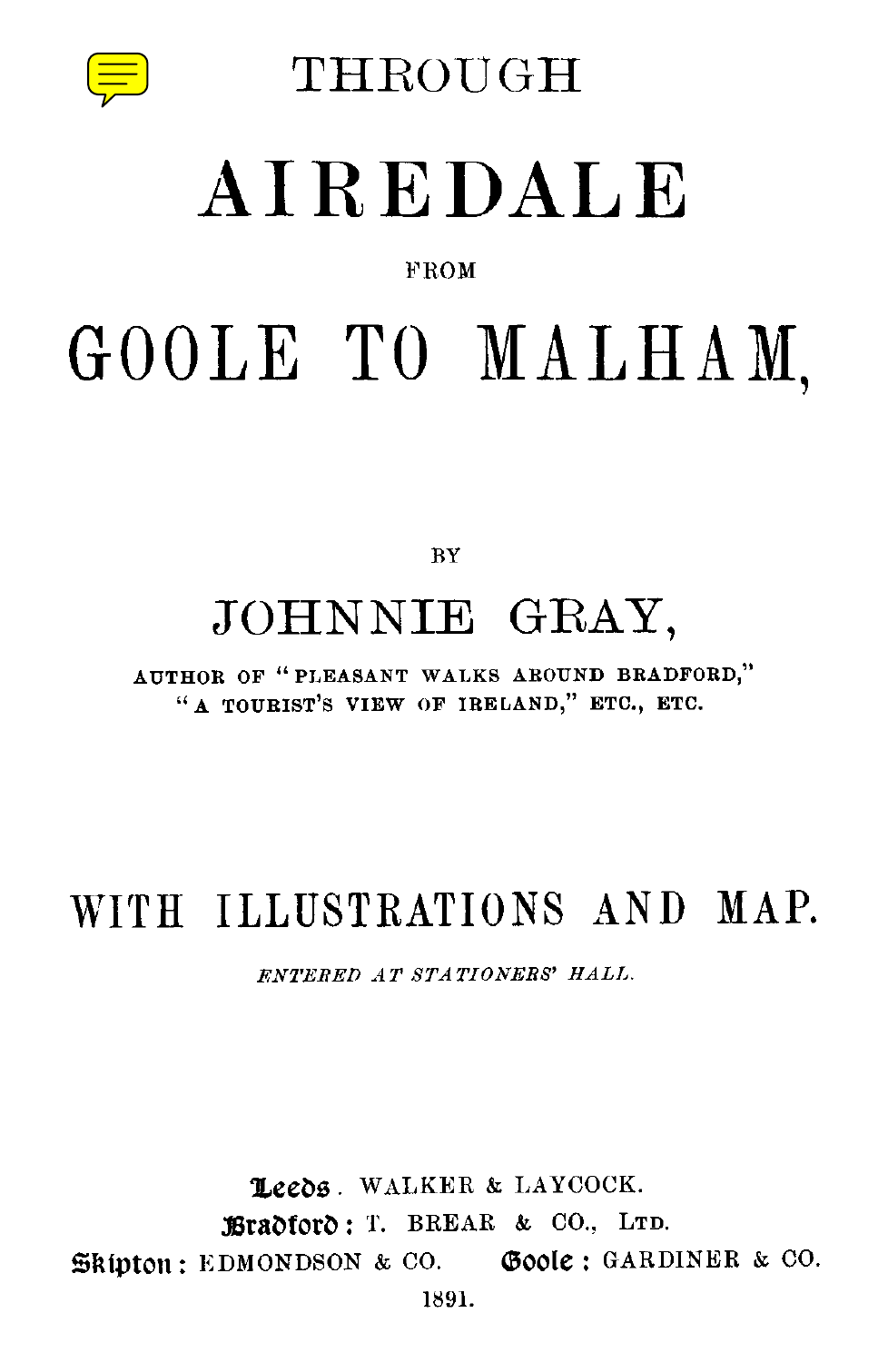# THROUGH

# AIREDALE

FROM

# GOOLE TO MALHAM,

BY

## JOHNNIE GRAY,

AUTHOR OF "PLEASANT WALKS AROUND BRADFORD,"
"A TOURIST'S VIEW OF IRELAND," ETC., ETC.

## WITH ILLUSTRATIONS AND MAP.

*ENTERED AT STATIONERS' HALL.*

Leeds. WALKER & LAYCOCK.
Bradford: T. BREAR & CO., LTD.
Skipton: EDMONDSON & CO. Goole: GARDINER & CO.
1891.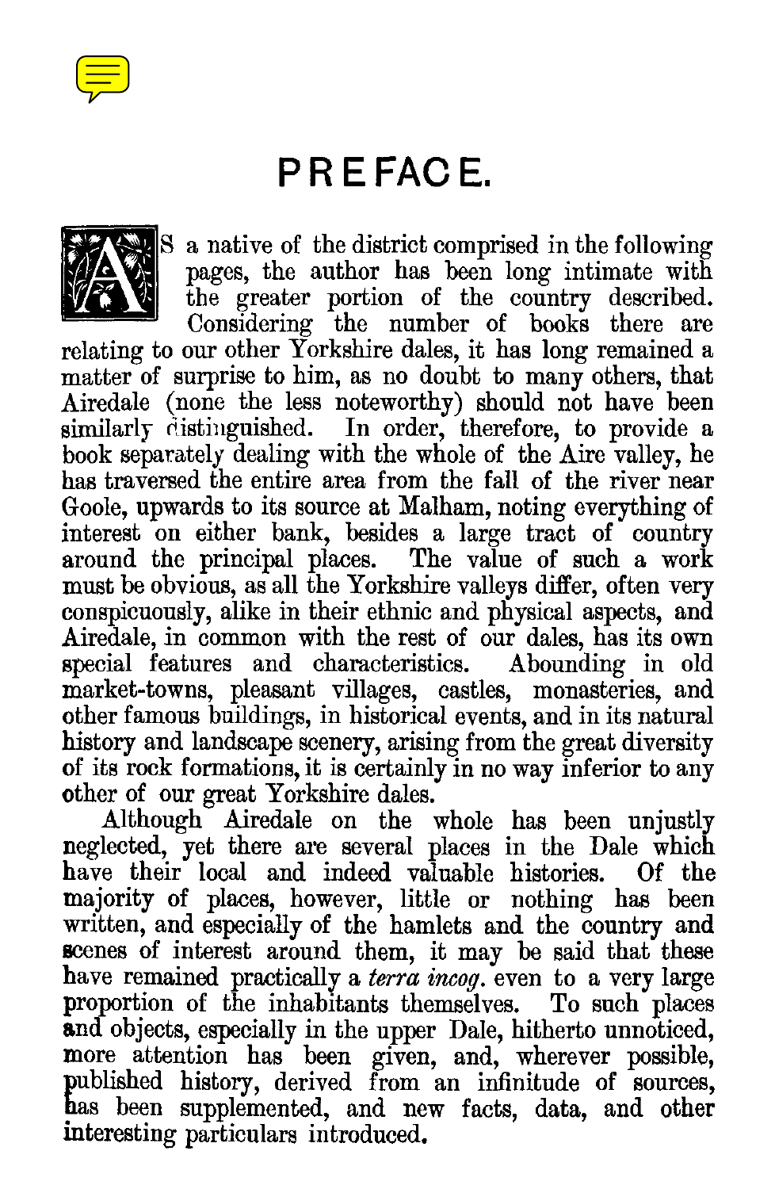# PREFACE.

AS a native of the district comprised in the following pages, the author has been long intimate with the greater portion of the country described. Considering the number of books there are relating to our other Yorkshire dales, it has long remained a matter of surprise to him, as no doubt to many others, that Airedale (none the less noteworthy) should not have been similarly distinguished. In order, therefore, to provide a book separately dealing with the whole of the Aire valley, he has traversed the entire area from the fall of the river near Goole, upwards to its source at Malham, noting everything of interest on either bank, besides a large tract of country around the principal places. The value of such a work must be obvious, as all the Yorkshire valleys differ, often very conspicuously, alike in their ethnic and physical aspects, and Airedale, in common with the rest of our dales, has its own special features and characteristics. Abounding in old market-towns, pleasant villages, castles, monasteries, and other famous buildings, in historical events, and in its natural history and landscape scenery, arising from the great diversity of its rock formations, it is certainly in no way inferior to any other of our great Yorkshire dales.

Although Airedale on the whole has been unjustly neglected, yet there are several places in the Dale which have their local and indeed valuable histories. Of the majority of places, however, little or nothing has been written, and especially of the hamlets and the country and scenes of interest around them, it may be said that these have remained practically a *terra incog.* even to a very large proportion of the inhabitants themselves. To such places and objects, especially in the upper Dale, hitherto unnoticed, more attention has been given, and, wherever possible, published history, derived from an infinitude of sources, has been supplemented, and new facts, data, and other interesting particulars introduced.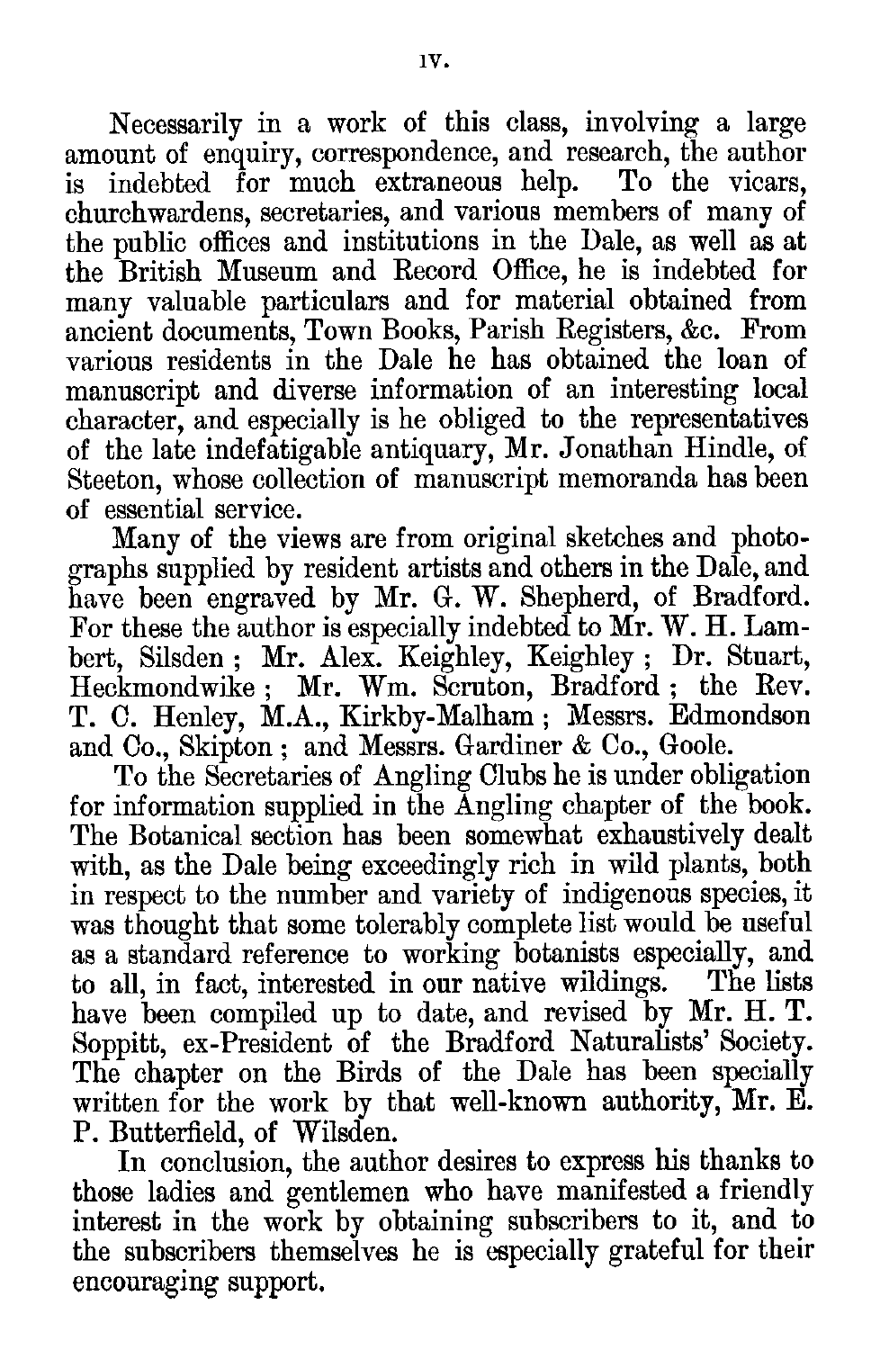Necessarily in a work of this class, involving a large amount of enquiry, correspondence, and research, the author is indebted for much extraneous help. To the vicars, churchwardens, secretaries, and various members of many of the public offices and institutions in the Dale, as well as at the British Museum and Record Office, he is indebted for many valuable particulars and for material obtained from ancient documents, Town Books, Parish Registers, &c. From various residents in the Dale he has obtained the loan of manuscript and diverse information of an interesting local character, and especially is he obliged to the representatives of the late indefatigable antiquary, Mr. Jonathan Hindle, of Steeton, whose collection of manuscript memoranda has been of essential service.

Many of the views are from original sketches and photographs supplied by resident artists and others in the Dale, and have been engraved by Mr. G. W. Shepherd, of Bradford. For these the author is especially indebted to Mr. W. H. Lambert, Silsden; Mr. Alex. Keighley, Keighley; Dr. Stuart, Heckmondwike; Mr. Wm. Scruton, Bradford; the Rev. T. C. Henley, M.A., Kirkby-Malham; Messrs. Edmondson and Co., Skipton; and Messrs. Gardiner & Co., Goole.

To the Secretaries of Angling Clubs he is under obligation for information supplied in the Angling chapter of the book. The Botanical section has been somewhat exhaustively dealt with, as the Dale being exceedingly rich in wild plants, both in respect to the number and variety of indigenous species, it was thought that some tolerably complete list would be useful as a standard reference to working botanists especially, and to all, in fact, interested in our native wildings. The lists have been compiled up to date, and revised by Mr. H. T. Soppitt, ex-President of the Bradford Naturalists' Society. The chapter on the Birds of the Dale has been specially written for the work by that well-known authority, Mr. E. P. Butterfield, of Wilsden.

In conclusion, the author desires to express his thanks to those ladies and gentlemen who have manifested a friendly interest in the work by obtaining subscribers to it, and to the subscribers themselves he is especially grateful for their encouraging support.